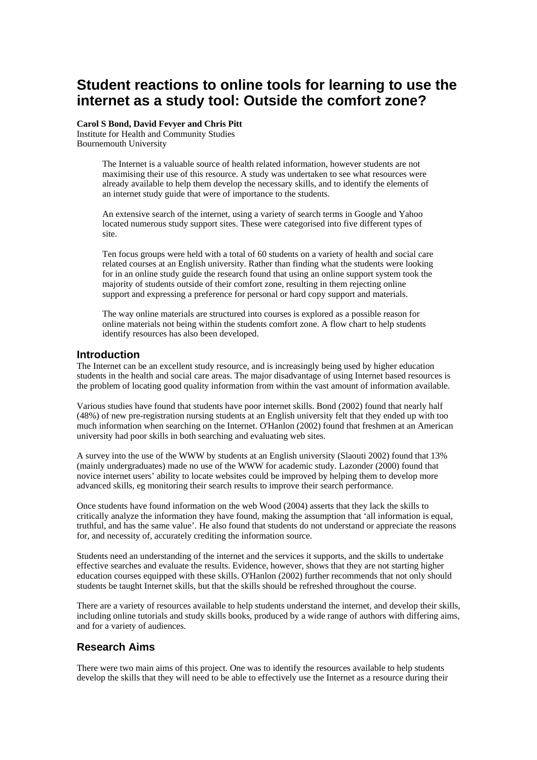# Student reactions to online tools for learning to use the internet as a study tool: Outside the comfort zone?

**Carol S Bond, David Fevyer and Chris Pitt**
Institute for Health and Community Studies
Bournemouth University

> The Internet is a valuable source of health related information, however students are not maximising their use of this resource. A study was undertaken to see what resources were already available to help them develop the necessary skills, and to identify the elements of an internet study guide that were of importance to the students.
>
> An extensive search of the internet, using a variety of search terms in Google and Yahoo located numerous study support sites. These were categorised into five different types of site.
>
> Ten focus groups were held with a total of 60 students on a variety of health and social care related courses at an English university. Rather than finding what the students were looking for in an online study guide the research found that using an online support system took the majority of students outside of their comfort zone, resulting in them rejecting online support and expressing a preference for personal or hard copy support and materials.
>
> The way online materials are structured into courses is explored as a possible reason for online materials not being within the students comfort zone. A flow chart to help students identify resources has also been developed.

## Introduction

The Internet can be an excellent study resource, and is increasingly being used by higher education students in the health and social care areas. The major disadvantage of using Internet based resources is the problem of locating good quality information from within the vast amount of information available.

Various studies have found that students have poor internet skills. Bond (2002) found that nearly half (48%) of new pre-registration nursing students at an English university felt that they ended up with too much information when searching on the Internet. O'Hanlon (2002) found that freshmen at an American university had poor skills in both searching and evaluating web sites.

A survey into the use of the WWW by students at an English university (Slaouti 2002) found that 13% (mainly undergraduates) made no use of the WWW for academic study. Lazonder (2000) found that novice internet users' ability to locate websites could be improved by helping them to develop more advanced skills, eg monitoring their search results to improve their search performance.

Once students have found information on the web Wood (2004) asserts that they lack the skills to critically analyze the information they have found, making the assumption that 'all information is equal, truthful, and has the same value'. He also found that students do not understand or appreciate the reasons for, and necessity of, accurately crediting the information source.

Students need an understanding of the internet and the services it supports, and the skills to undertake effective searches and evaluate the results. Evidence, however, shows that they are not starting higher education courses equipped with these skills. O'Hanlon (2002) further recommends that not only should students be taught Internet skills, but that the skills should be refreshed throughout the course.

There are a variety of resources available to help students understand the internet, and develop their skills, including online tutorials and study skills books, produced by a wide range of authors with differing aims, and for a variety of audiences.

## Research Aims

There were two main aims of this project. One was to identify the resources available to help students develop the skills that they will need to be able to effectively use the Internet as a resource during their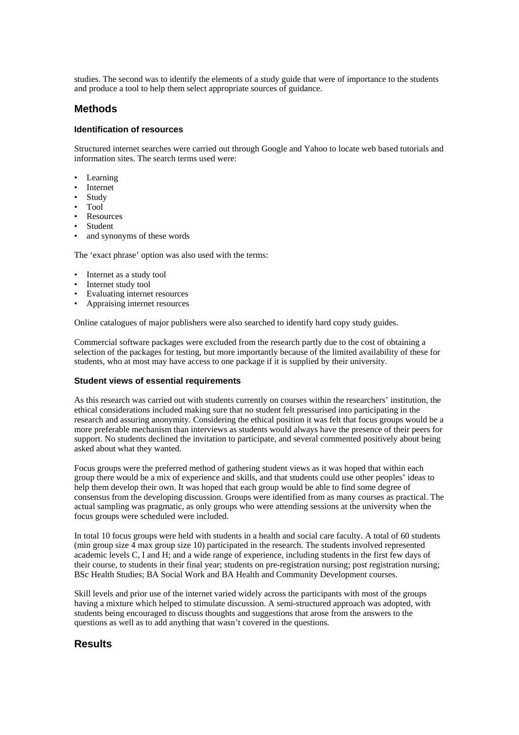studies. The second was to identify the elements of a study guide that were of importance to the students and produce a tool to help them select appropriate sources of guidance.

## Methods

### Identification of resources

Structured internet searches were carried out through Google and Yahoo to locate web based tutorials and information sites. The search terms used were:

- Learning
- Internet
- Study
- Tool
- Resources
- Student
- and synonyms of these words

The 'exact phrase' option was also used with the terms:

- Internet as a study tool
- Internet study tool
- Evaluating internet resources
- Appraising internet resources

Online catalogues of major publishers were also searched to identify hard copy study guides.

Commercial software packages were excluded from the research partly due to the cost of obtaining a selection of the packages for testing, but more importantly because of the limited availability of these for students, who at most may have access to one package if it is supplied by their university.

### Student views of essential requirements

As this research was carried out with students currently on courses within the researchers' institution, the ethical considerations included making sure that no student felt pressurised into participating in the research and assuring anonymity. Considering the ethical position it was felt that focus groups would be a more preferable mechanism than interviews as students would always have the presence of their peers for support. No students declined the invitation to participate, and several commented positively about being asked about what they wanted.

Focus groups were the preferred method of gathering student views as it was hoped that within each group there would be a mix of experience and skills, and that students could use other peoples' ideas to help them develop their own. It was hoped that each group would be able to find some degree of consensus from the developing discussion. Groups were identified from as many courses as practical. The actual sampling was pragmatic, as only groups who were attending sessions at the university when the focus groups were scheduled were included.

In total 10 focus groups were held with students in a health and social care faculty. A total of 60 students (min group size 4 max group size 10) participated in the research. The students involved represented academic levels C, I and H; and a wide range of experience, including students in the first few days of their course, to students in their final year; students on pre-registration nursing; post registration nursing; BSc Health Studies; BA Social Work and BA Health and Community Development courses.

Skill levels and prior use of the internet varied widely across the participants with most of the groups having a mixture which helped to stimulate discussion. A semi-structured approach was adopted, with students being encouraged to discuss thoughts and suggestions that arose from the answers to the questions as well as to add anything that wasn't covered in the questions.

## Results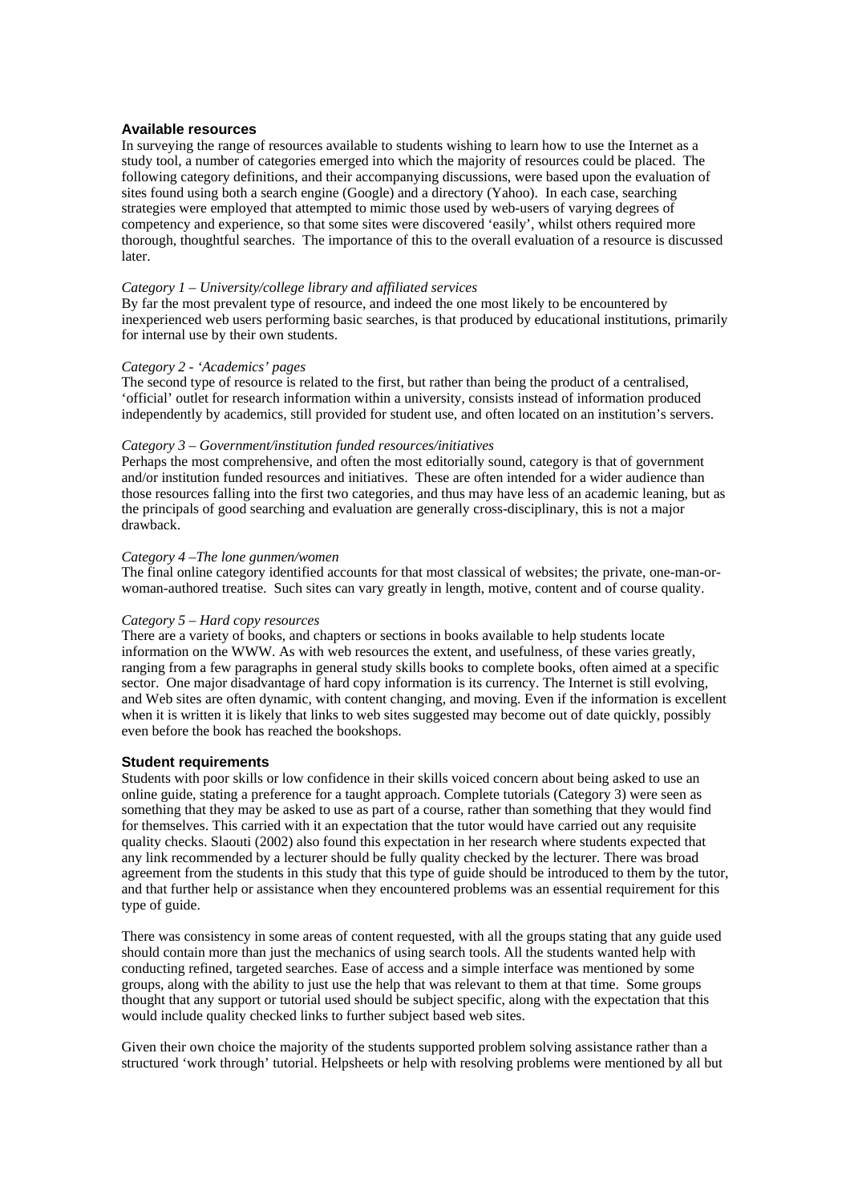## Available resources

In surveying the range of resources available to students wishing to learn how to use the Internet as a study tool, a number of categories emerged into which the majority of resources could be placed. The following category definitions, and their accompanying discussions, were based upon the evaluation of sites found using both a search engine (Google) and a directory (Yahoo). In each case, searching strategies were employed that attempted to mimic those used by web-users of varying degrees of competency and experience, so that some sites were discovered 'easily', whilst others required more thorough, thoughtful searches. The importance of this to the overall evaluation of a resource is discussed later.

*Category 1 – University/college library and affiliated services*

By far the most prevalent type of resource, and indeed the one most likely to be encountered by inexperienced web users performing basic searches, is that produced by educational institutions, primarily for internal use by their own students.

*Category 2 - 'Academics' pages*

The second type of resource is related to the first, but rather than being the product of a centralised, 'official' outlet for research information within a university, consists instead of information produced independently by academics, still provided for student use, and often located on an institution's servers.

*Category 3 – Government/institution funded resources/initiatives*

Perhaps the most comprehensive, and often the most editorially sound, category is that of government and/or institution funded resources and initiatives. These are often intended for a wider audience than those resources falling into the first two categories, and thus may have less of an academic leaning, but as the principals of good searching and evaluation are generally cross-disciplinary, this is not a major drawback.

*Category 4 –The lone gunmen/women*

The final online category identified accounts for that most classical of websites; the private, one-man-or-woman-authored treatise. Such sites can vary greatly in length, motive, content and of course quality.

*Category 5 – Hard copy resources*

There are a variety of books, and chapters or sections in books available to help students locate information on the WWW. As with web resources the extent, and usefulness, of these varies greatly, ranging from a few paragraphs in general study skills books to complete books, often aimed at a specific sector. One major disadvantage of hard copy information is its currency. The Internet is still evolving, and Web sites are often dynamic, with content changing, and moving. Even if the information is excellent when it is written it is likely that links to web sites suggested may become out of date quickly, possibly even before the book has reached the bookshops.

## Student requirements

Students with poor skills or low confidence in their skills voiced concern about being asked to use an online guide, stating a preference for a taught approach. Complete tutorials (Category 3) were seen as something that they may be asked to use as part of a course, rather than something that they would find for themselves. This carried with it an expectation that the tutor would have carried out any requisite quality checks. Slaouti (2002) also found this expectation in her research where students expected that any link recommended by a lecturer should be fully quality checked by the lecturer. There was broad agreement from the students in this study that this type of guide should be introduced to them by the tutor, and that further help or assistance when they encountered problems was an essential requirement for this type of guide.

There was consistency in some areas of content requested, with all the groups stating that any guide used should contain more than just the mechanics of using search tools. All the students wanted help with conducting refined, targeted searches. Ease of access and a simple interface was mentioned by some groups, along with the ability to just use the help that was relevant to them at that time. Some groups thought that any support or tutorial used should be subject specific, along with the expectation that this would include quality checked links to further subject based web sites.

Given their own choice the majority of the students supported problem solving assistance rather than a structured 'work through' tutorial. Helpsheets or help with resolving problems were mentioned by all but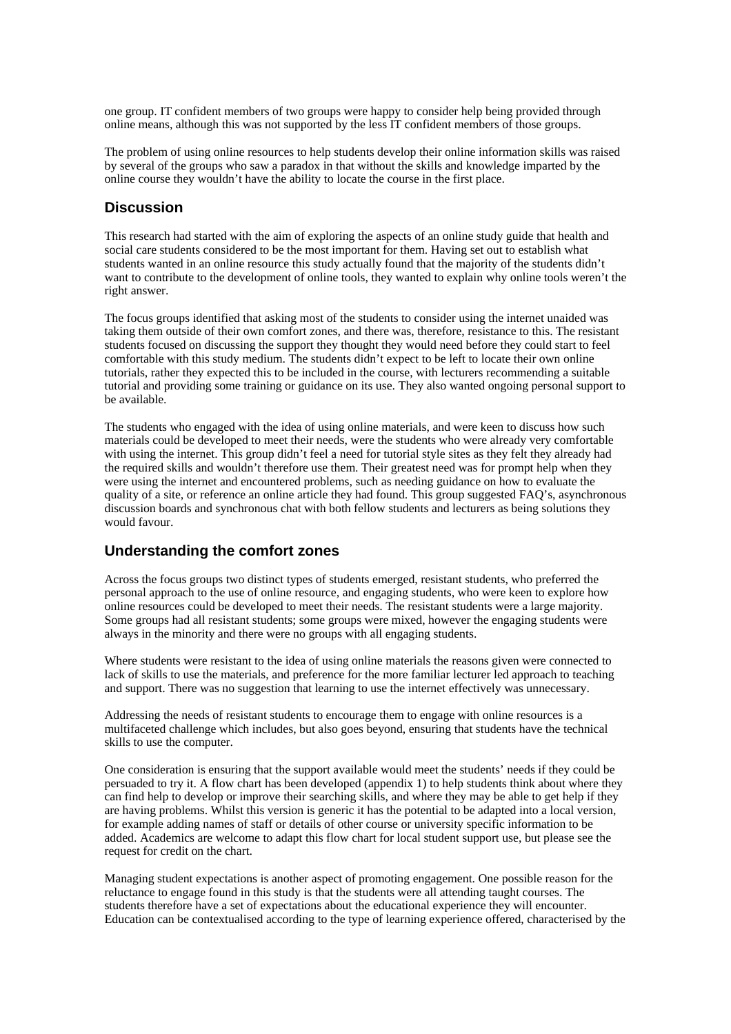one group. IT confident members of two groups were happy to consider help being provided through online means, although this was not supported by the less IT confident members of those groups.

The problem of using online resources to help students develop their online information skills was raised by several of the groups who saw a paradox in that without the skills and knowledge imparted by the online course they wouldn't have the ability to locate the course in the first place.

## Discussion

This research had started with the aim of exploring the aspects of an online study guide that health and social care students considered to be the most important for them. Having set out to establish what students wanted in an online resource this study actually found that the majority of the students didn't want to contribute to the development of online tools, they wanted to explain why online tools weren't the right answer.

The focus groups identified that asking most of the students to consider using the internet unaided was taking them outside of their own comfort zones, and there was, therefore, resistance to this. The resistant students focused on discussing the support they thought they would need before they could start to feel comfortable with this study medium. The students didn't expect to be left to locate their own online tutorials, rather they expected this to be included in the course, with lecturers recommending a suitable tutorial and providing some training or guidance on its use. They also wanted ongoing personal support to be available.

The students who engaged with the idea of using online materials, and were keen to discuss how such materials could be developed to meet their needs, were the students who were already very comfortable with using the internet. This group didn't feel a need for tutorial style sites as they felt they already had the required skills and wouldn't therefore use them. Their greatest need was for prompt help when they were using the internet and encountered problems, such as needing guidance on how to evaluate the quality of a site, or reference an online article they had found. This group suggested FAQ's, asynchronous discussion boards and synchronous chat with both fellow students and lecturers as being solutions they would favour.

## Understanding the comfort zones

Across the focus groups two distinct types of students emerged, resistant students, who preferred the personal approach to the use of online resource, and engaging students, who were keen to explore how online resources could be developed to meet their needs. The resistant students were a large majority. Some groups had all resistant students; some groups were mixed, however the engaging students were always in the minority and there were no groups with all engaging students.

Where students were resistant to the idea of using online materials the reasons given were connected to lack of skills to use the materials, and preference for the more familiar lecturer led approach to teaching and support. There was no suggestion that learning to use the internet effectively was unnecessary.

Addressing the needs of resistant students to encourage them to engage with online resources is a multifaceted challenge which includes, but also goes beyond, ensuring that students have the technical skills to use the computer.

One consideration is ensuring that the support available would meet the students' needs if they could be persuaded to try it. A flow chart has been developed (appendix 1) to help students think about where they can find help to develop or improve their searching skills, and where they may be able to get help if they are having problems. Whilst this version is generic it has the potential to be adapted into a local version, for example adding names of staff or details of other course or university specific information to be added. Academics are welcome to adapt this flow chart for local student support use, but please see the request for credit on the chart.

Managing student expectations is another aspect of promoting engagement. One possible reason for the reluctance to engage found in this study is that the students were all attending taught courses. The students therefore have a set of expectations about the educational experience they will encounter. Education can be contextualised according to the type of learning experience offered, characterised by the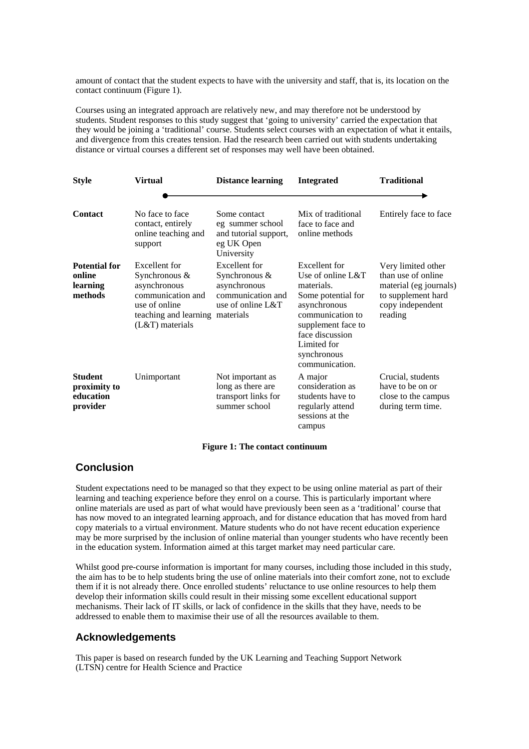amount of contact that the student expects to have with the university and staff, that is, its location on the contact continuum (Figure 1).

Courses using an integrated approach are relatively new, and may therefore not be understood by students. Student responses to this study suggest that 'going to university' carried the expectation that they would be joining a 'traditional' course. Students select courses with an expectation of what it entails, and divergence from this creates tension. Had the research been carried out with students undertaking distance or virtual courses a different set of responses may well have been obtained.

| Style | Virtual | Distance learning | Integrated | Traditional |
|---|---|---|---|---|
| **Contact** | No face to face contact, entirely online teaching and support | Some contact eg summer school and tutorial support, eg UK Open University | Mix of traditional face to face and online methods | Entirely face to face |
| **Potential for online learning methods** | Excellent for Synchronous & asynchronous communication and use of online teaching and learning (L&T) materials | Excellent for Synchronous & asynchronous communication and use of online L&T materials | Excellent for Use of online L&T materials. Some potential for asynchronous communication to supplement face to face discussion Limited for synchronous communication. | Very limited other than use of online material (eg journals) to supplement hard copy independent reading |
| **Student proximity to education provider** | Unimportant | Not important as long as there are transport links for summer school | A major consideration as students have to regularly attend sessions at the campus | Crucial, students have to be on or close to the campus during term time. |

**Figure 1: The contact continuum**

## Conclusion

Student expectations need to be managed so that they expect to be using online material as part of their learning and teaching experience before they enrol on a course. This is particularly important where online materials are used as part of what would have previously been seen as a 'traditional' course that has now moved to an integrated learning approach, and for distance education that has moved from hard copy materials to a virtual environment. Mature students who do not have recent education experience may be more surprised by the inclusion of online material than younger students who have recently been in the education system. Information aimed at this target market may need particular care.

Whilst good pre-course information is important for many courses, including those included in this study, the aim has to be to help students bring the use of online materials into their comfort zone, not to exclude them if it is not already there. Once enrolled students' reluctance to use online resources to help them develop their information skills could result in their missing some excellent educational support mechanisms. Their lack of IT skills, or lack of confidence in the skills that they have, needs to be addressed to enable them to maximise their use of all the resources available to them.

## Acknowledgements

This paper is based on research funded by the UK Learning and Teaching Support Network (LTSN) centre for Health Science and Practice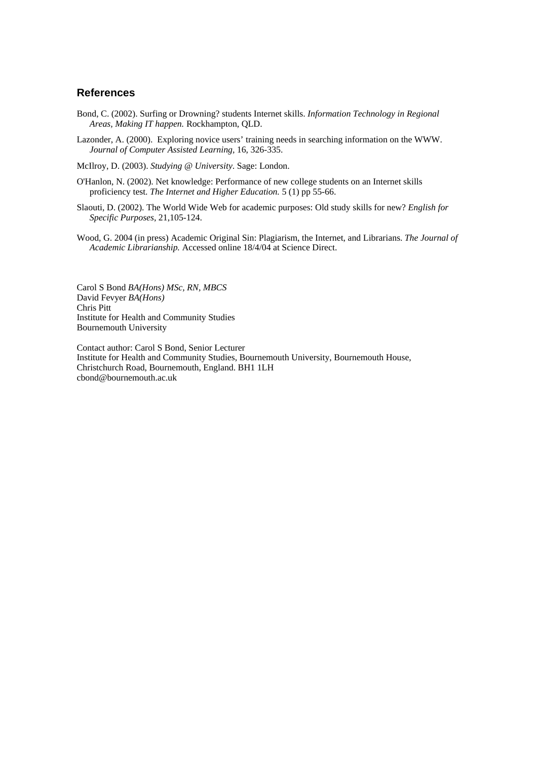## References

Bond, C. (2002). Surfing or Drowning? students Internet skills. *Information Technology in Regional Areas, Making IT happen.* Rockhampton, QLD.

Lazonder, A. (2000). Exploring novice users' training needs in searching information on the WWW. *Journal of Computer Assisted Learning*, 16, 326-335.

McIlroy, D. (2003). *Studying @ University*. Sage: London.

O'Hanlon, N. (2002). Net knowledge: Performance of new college students on an Internet skills proficiency test. *The Internet and Higher Education.* 5 (1) pp 55-66.

Slaouti, D. (2002). The World Wide Web for academic purposes: Old study skills for new? *English for Specific Purposes*, 21,105-124.

Wood, G. 2004 (in press) Academic Original Sin: Plagiarism, the Internet, and Librarians. *The Journal of Academic Librarianship.* Accessed online 18/4/04 at Science Direct.

Carol S Bond *BA(Hons) MSc, RN, MBCS*
David Fevyer *BA(Hons)*
Chris Pitt
Institute for Health and Community Studies
Bournemouth University

Contact author: Carol S Bond, Senior Lecturer
Institute for Health and Community Studies, Bournemouth University, Bournemouth House, Christchurch Road, Bournemouth, England. BH1 1LH
cbond@bournemouth.ac.uk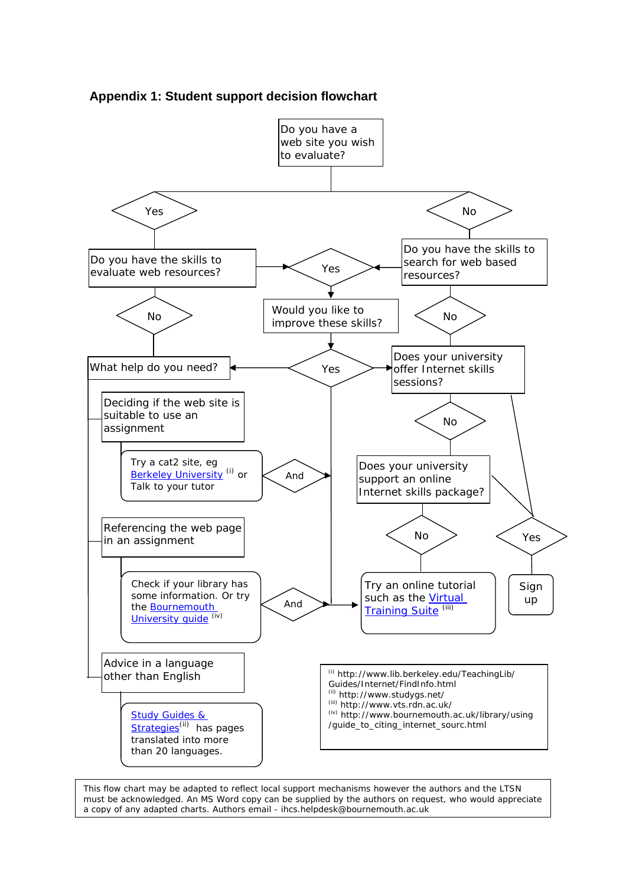## Appendix 1: Student support decision flowchart

Do you have a web site you wish to evaluate?

Yes

No

Do you have the skills to evaluate web resources?

Yes

Do you have the skills to search for web based resources?

No

Would you like to improve these skills?

No

What help do you need?

Yes

Does your university offer Internet skills sessions?

Deciding if the web site is suitable to use an assignment

No

Try a cat2 site, eg Berkeley University [(i)] or Talk to your tutor

And

Does your university support an online Internet skills package?

Referencing the web page in an assignment

No

Yes

Check if your library has some information. Or try the Bournemouth University guide [(iv)]

And

Try an online tutorial such as the Virtual Training Suite [(iii)]

Sign up

Advice in a language other than English

Study Guides & Strategies[(ii)] has pages translated into more than 20 languages.

[(i)] http://www.lib.berkeley.edu/TeachingLib/Guides/Internet/FindInfo.html
[(ii)] http://www.studygs.net/
[(iii)] http://www.vts.rdn.ac.uk/
[(iv)] http://www.bournemouth.ac.uk/library/using/guide_to_citing_internet_sourc.html

This flow chart may be adapted to reflect local support mechanisms however the authors and the LTSN must be acknowledged. An MS Word copy can be supplied by the authors on request, who would appreciate a copy of any adapted charts. Authors email - ihcs.helpdesk@bournemouth.ac.uk